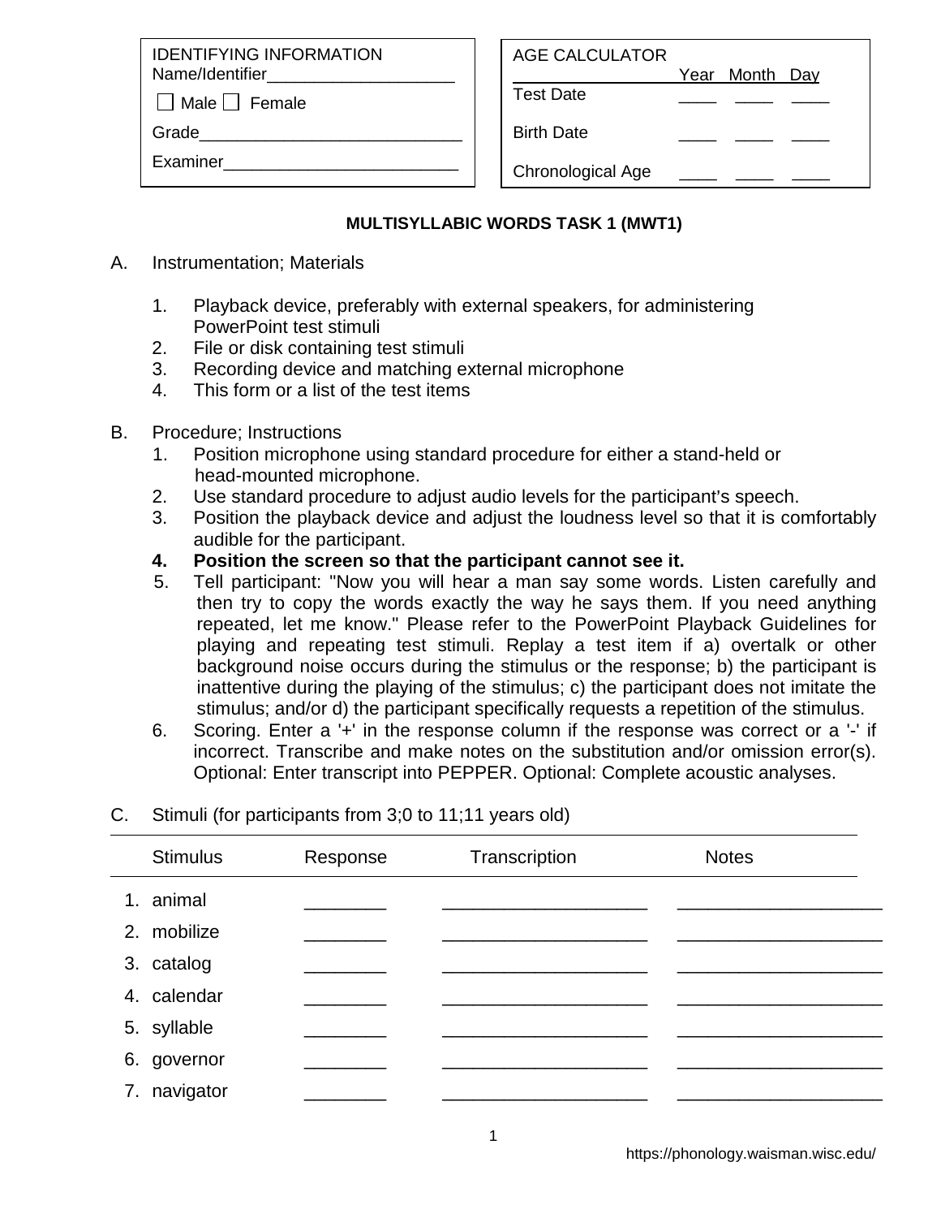| IDENTIFYING INFORMATION | |
|---|---|
| Name/Identifier____________________ | |
| ☐ Male ☐ Female | |
| Grade____________________________ | |
| Examiner_________________________ | |

| AGE CALCULATOR | Year | Month | Day |
|---|---|---|---|
| Test Date | ____ | ____ | ____ |
| Birth Date | ____ | ____ | ____ |
| Chronological Age | ____ | ____ | ____ |

## MULTISYLLABIC WORDS TASK 1 (MWT1)

A. Instrumentation; Materials

1. Playback device, preferably with external speakers, for administering PowerPoint test stimuli
2. File or disk containing test stimuli
3. Recording device and matching external microphone
4. This form or a list of the test items

B. Procedure; Instructions

1. Position microphone using standard procedure for either a stand-held or head-mounted microphone.
2. Use standard procedure to adjust audio levels for the participant's speech.
3. Position the playback device and adjust the loudness level so that it is comfortably audible for the participant.
4. **Position the screen so that the participant cannot see it.**
5. Tell participant: "Now you will hear a man say some words. Listen carefully and then try to copy the words exactly the way he says them. If you need anything repeated, let me know." Please refer to the PowerPoint Playback Guidelines for playing and repeating test stimuli. Replay a test item if a) overtalk or other background noise occurs during the stimulus or the response; b) the participant is inattentive during the playing of the stimulus; c) the participant does not imitate the stimulus; and/or d) the participant specifically requests a repetition of the stimulus.
6. Scoring. Enter a '+' in the response column if the response was correct or a '-' if incorrect. Transcribe and make notes on the substitution and/or omission error(s). Optional: Enter transcript into PEPPER. Optional: Complete acoustic analyses.

C. Stimuli (for participants from 3;0 to 11;11 years old)

| Stimulus | Response | Transcription | Notes |
|---|---|---|---|
| 1. animal | ________ | ____________________ | ____________________ |
| 2. mobilize | ________ | ____________________ | ____________________ |
| 3. catalog | ________ | ____________________ | ____________________ |
| 4. calendar | ________ | ____________________ | ____________________ |
| 5. syllable | ________ | ____________________ | ____________________ |
| 6. governor | ________ | ____________________ | ____________________ |
| 7. navigator | ________ | ____________________ | ____________________ |

https://phonology.waisman.wisc.edu/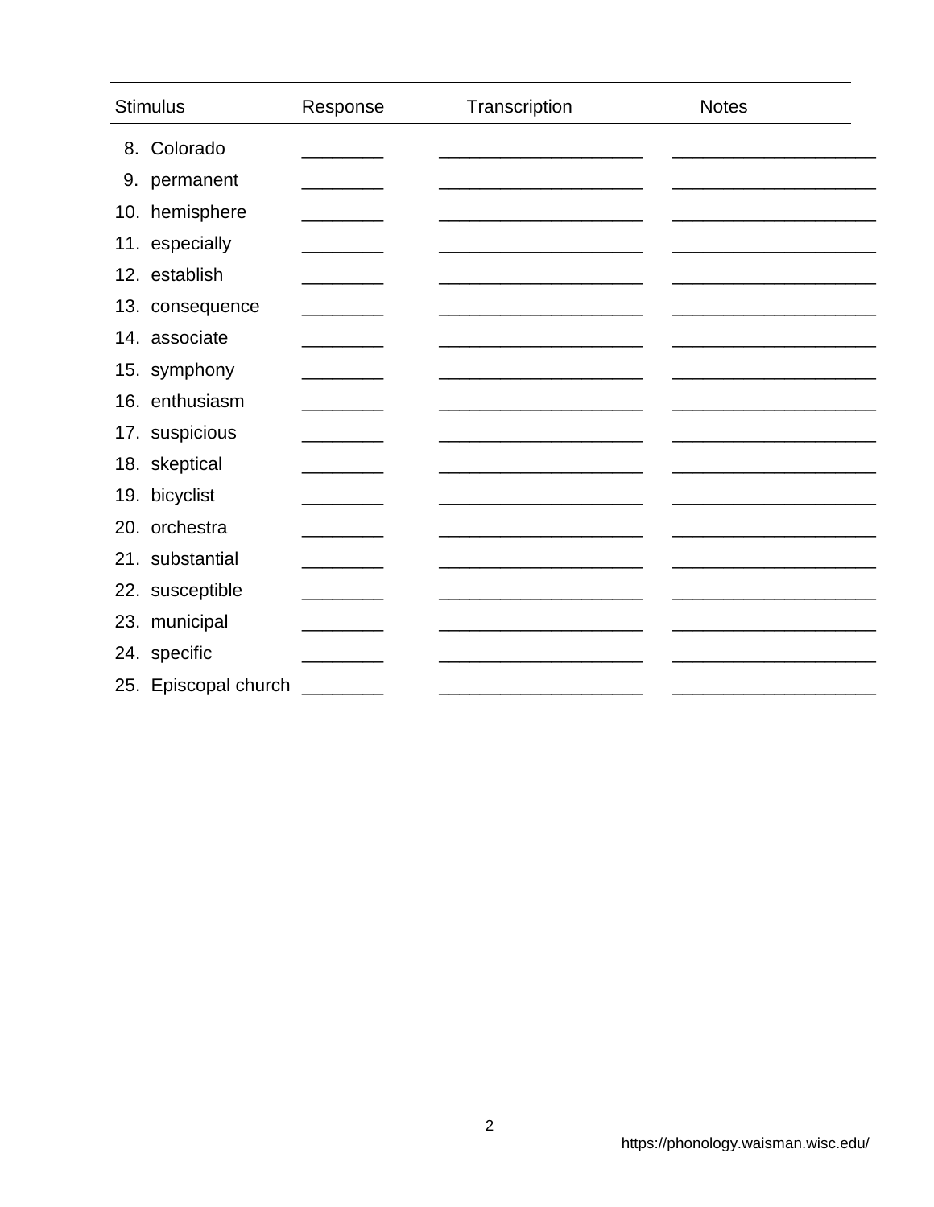| Stimulus | Response | Transcription | Notes |
|---|---|---|---|
| 8. Colorado | ________ | ____________________ | ____________________ |
| 9. permanent | ________ | ____________________ | ____________________ |
| 10. hemisphere | ________ | ____________________ | ____________________ |
| 11. especially | ________ | ____________________ | ____________________ |
| 12. establish | ________ | ____________________ | ____________________ |
| 13. consequence | ________ | ____________________ | ____________________ |
| 14. associate | ________ | ____________________ | ____________________ |
| 15. symphony | ________ | ____________________ | ____________________ |
| 16. enthusiasm | ________ | ____________________ | ____________________ |
| 17. suspicious | ________ | ____________________ | ____________________ |
| 18. skeptical | ________ | ____________________ | ____________________ |
| 19. bicyclist | ________ | ____________________ | ____________________ |
| 20. orchestra | ________ | ____________________ | ____________________ |
| 21. substantial | ________ | ____________________ | ____________________ |
| 22. susceptible | ________ | ____________________ | ____________________ |
| 23. municipal | ________ | ____________________ | ____________________ |
| 24. specific | ________ | ____________________ | ____________________ |
| 25. Episcopal church | ________ | ____________________ | ____________________ |

https://phonology.waisman.wisc.edu/